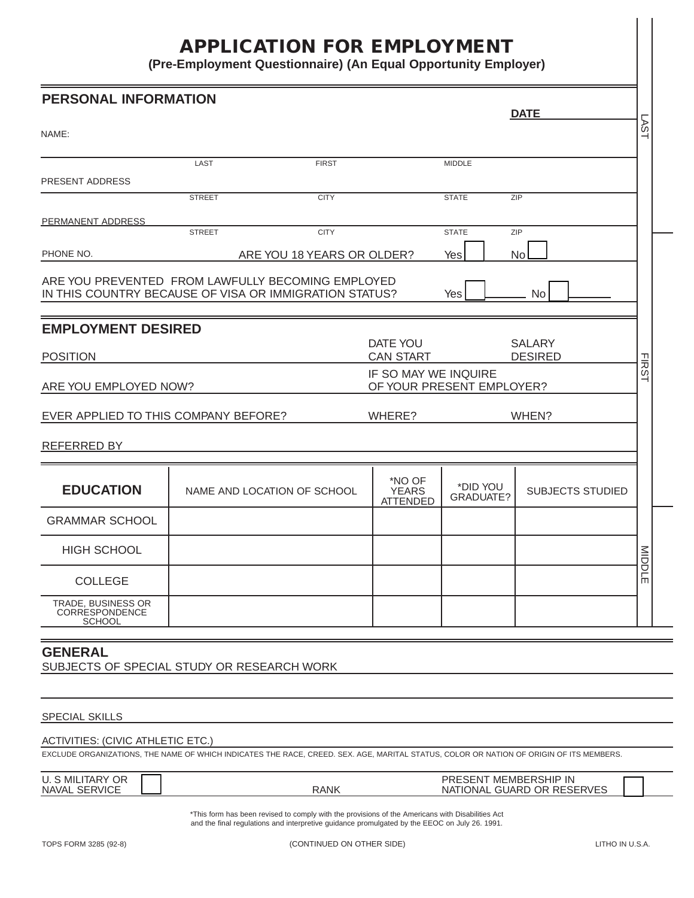# APPLICATION FOR EMPLOYMENT

**(Pre-Employment Questionnaire) (An Equal Opportunity Employer)**

## PERSONAL INFORMATION

**DATE** ____________

NAME: ____________________________________________
LAST FIRST MIDDLE

PRESENT ADDRESS ____________________________________________
STREET CITY STATE ZIP

PERMANENT ADDRESS ____________________________________________
STREET CITY STATE ZIP

PHONE NO. ____________ ARE YOU 18 YEARS OR OLDER? Yes ☐ No ☐

ARE YOU PREVENTED FROM LAWFULLY BECOMING EMPLOYED IN THIS COUNTRY BECAUSE OF VISA OR IMMIGRATION STATUS? Yes ☐ No ☐

## EMPLOYMENT DESIRED

POSITION ____________ DATE YOU CAN START ____________ SALARY DESIRED ____________

ARE YOU EMPLOYED NOW? ____________ IF SO MAY WE INQUIRE OF YOUR PRESENT EMPLOYER? ____________

EVER APPLIED TO THIS COMPANY BEFORE? ____________ WHERE? ____________ WHEN? ____________

REFERRED BY ____________

| EDUCATION | NAME AND LOCATION OF SCHOOL | *NO OF YEARS ATTENDED | *DID YOU GRADUATE? | SUBJECTS STUDIED |
|---|---|---|---|---|
| GRAMMAR SCHOOL | | | | |
| HIGH SCHOOL | | | | |
| COLLEGE | | | | |
| TRADE, BUSINESS OR CORRESPONDENCE SCHOOL | | | | |

## GENERAL

SUBJECTS OF SPECIAL STUDY OR RESEARCH WORK ____________________________________________

SPECIAL SKILLS ____________________________________________

ACTIVITIES: (CIVIC ATHLETIC ETC.) ____________________________________________

EXCLUDE ORGANIZATIONS, THE NAME OF WHICH INDICATES THE RACE, CREED. SEX. AGE, MARITAL STATUS, COLOR OR NATION OF ORIGIN OF ITS MEMBERS.

U. S MILITARY OR NAVAL SERVICE ☐ RANK ____________ PRESENT MEMBERSHIP IN NATIONAL GUARD OR RESERVES ☐

*This form has been revised to comply with the provisions of the Americans with Disabilities Act and the final regulations and interpretive guidance promulgated by the EEOC on July 26. 1991.

TOPS FORM 3285 (92-8) (CONTINUED ON OTHER SIDE) LITHO IN U.S.A.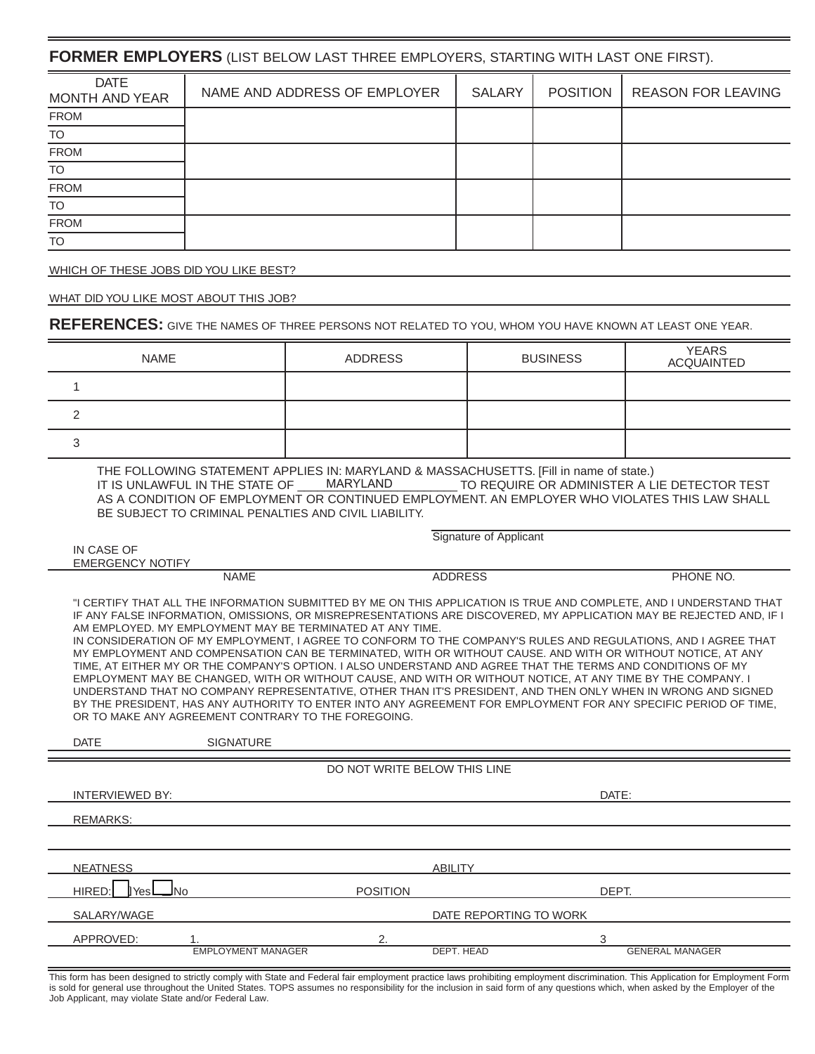## FORMER EMPLOYERS (LIST BELOW LAST THREE EMPLOYERS, STARTING WITH LAST ONE FIRST).

| DATE MONTH AND YEAR | NAME AND ADDRESS OF EMPLOYER | SALARY | POSITION | REASON FOR LEAVING |
|---|---|---|---|---|
| FROM | | | | |
| TO | | | | |
| FROM | | | | |
| TO | | | | |
| FROM | | | | |
| TO | | | | |
| FROM | | | | |
| TO | | | | |

WHICH OF THESE JOBS DID YOU LIKE BEST?

WHAT DID YOU LIKE MOST ABOUT THIS JOB?

## REFERENCES: GIVE THE NAMES OF THREE PERSONS NOT RELATED TO YOU, WHOM YOU HAVE KNOWN AT LEAST ONE YEAR.

| NAME | ADDRESS | BUSINESS | YEARS ACQUAINTED |
|---|---|---|---|
| 1 | | | |
| 2 | | | |
| 3 | | | |

THE FOLLOWING STATEMENT APPLIES IN: MARYLAND & MASSACHUSETTS. [Fill in name of state.]
IT IS UNLAWFUL IN THE STATE OF MARYLAND TO REQUIRE OR ADMINISTER A LIE DETECTOR TEST AS A CONDITION OF EMPLOYMENT OR CONTINUED EMPLOYMENT. AN EMPLOYER WHO VIOLATES THIS LAW SHALL BE SUBJECT TO CRIMINAL PENALTIES AND CIVIL LIABILITY.

Signature of Applicant

IN CASE OF EMERGENCY NOTIFY

NAME ADDRESS PHONE NO.

"I CERTIFY THAT ALL THE INFORMATION SUBMITTED BY ME ON THIS APPLICATION IS TRUE AND COMPLETE, AND I UNDERSTAND THAT IF ANY FALSE INFORMATION, OMISSIONS, OR MISREPRESENTATIONS ARE DISCOVERED, MY APPLICATION MAY BE REJECTED AND, IF I AM EMPLOYED. MY EMPLOYMENT MAY BE TERMINATED AT ANY TIME.
IN CONSIDERATION OF MY EMPLOYMENT, I AGREE TO CONFORM TO THE COMPANY'S RULES AND REGULATIONS, AND I AGREE THAT MY EMPLOYMENT AND COMPENSATION CAN BE TERMINATED, WITH OR WITHOUT CAUSE. AND WITH OR WITHOUT NOTICE, AT ANY TIME, AT EITHER MY OR THE COMPANY'S OPTION. I ALSO UNDERSTAND AND AGREE THAT THE TERMS AND CONDITIONS OF MY EMPLOYMENT MAY BE CHANGED, WITH OR WITHOUT CAUSE, AND WITH OR WITHOUT NOTICE, AT ANY TIME BY THE COMPANY. I UNDERSTAND THAT NO COMPANY REPRESENTATIVE, OTHER THAN IT'S PRESIDENT, AND THEN ONLY WHEN IN WRONG AND SIGNED BY THE PRESIDENT, HAS ANY AUTHORITY TO ENTER INTO ANY AGREEMENT FOR EMPLOYMENT FOR ANY SPECIFIC PERIOD OF TIME, OR TO MAKE ANY AGREEMENT CONTRARY TO THE FOREGOING.

DATE SIGNATURE

DO NOT WRITE BELOW THIS LINE

INTERVIEWED BY: DATE:

REMARKS:

NEATNESS ABILITY

HIRED: ☐ Yes ☐ No POSITION DEPT.

SALARY/WAGE DATE REPORTING TO WORK

APPROVED: 1. EMPLOYMENT MANAGER 2. DEPT. HEAD 3 GENERAL MANAGER

This form has been designed to strictly comply with State and Federal fair employment practice laws prohibiting employment discrimination. This Application for Employment Form is sold for general use throughout the United States. TOPS assumes no responsibility for the inclusion in said form of any questions which, when asked by the Employer of the Job Applicant, may violate State and/or Federal Law.